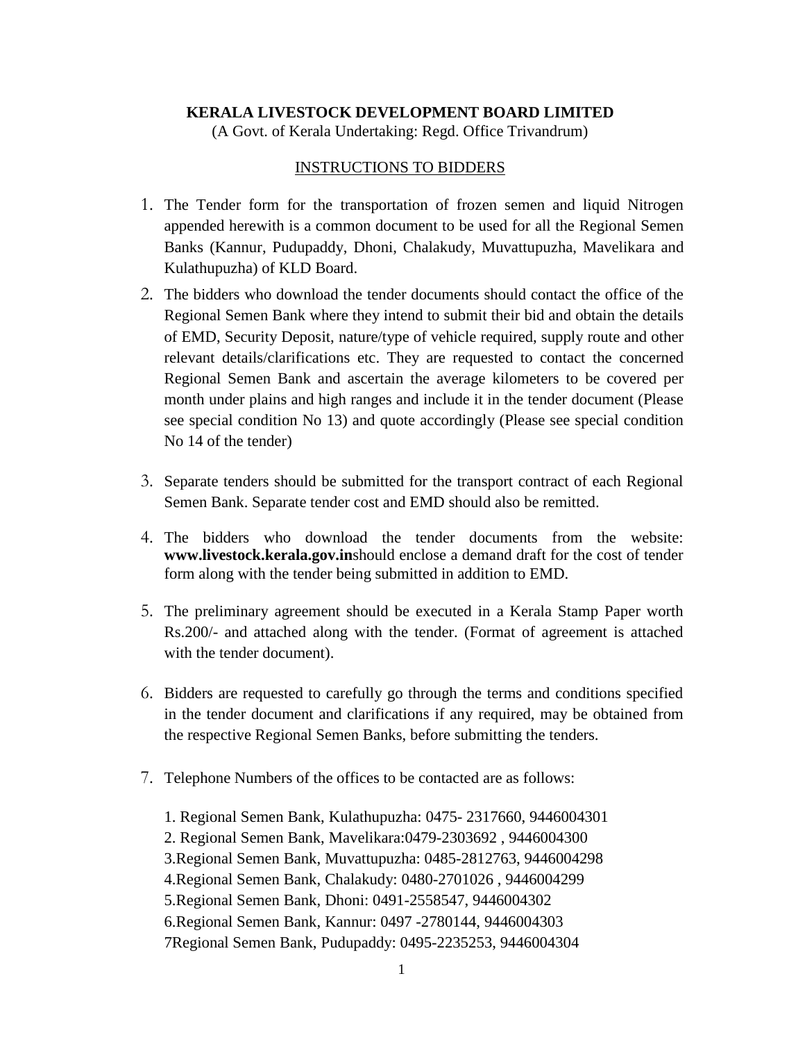**KERALA LIVESTOCK DEVELOPMENT BOARD LIMITED**
(A Govt. of Kerala Undertaking: Regd. Office Trivandrum)

INSTRUCTIONS TO BIDDERS

1. The Tender form for the transportation of frozen semen and liquid Nitrogen appended herewith is a common document to be used for all the Regional Semen Banks (Kannur, Pudupaddy, Dhoni, Chalakudy, Muvattupuzha, Mavelikara and Kulathupuzha) of KLD Board.

2. The bidders who download the tender documents should contact the office of the Regional Semen Bank where they intend to submit their bid and obtain the details of EMD, Security Deposit, nature/type of vehicle required, supply route and other relevant details/clarifications etc. They are requested to contact the concerned Regional Semen Bank and ascertain the average kilometers to be covered per month under plains and high ranges and include it in the tender document (Please see special condition No 13) and quote accordingly (Please see special condition No 14 of the tender)

3. Separate tenders should be submitted for the transport contract of each Regional Semen Bank. Separate tender cost and EMD should also be remitted.

4. The bidders who download the tender documents from the website: **www.livestock.kerala.gov.in**should enclose a demand draft for the cost of tender form along with the tender being submitted in addition to EMD.

5. The preliminary agreement should be executed in a Kerala Stamp Paper worth Rs.200/- and attached along with the tender. (Format of agreement is attached with the tender document).

6. Bidders are requested to carefully go through the terms and conditions specified in the tender document and clarifications if any required, may be obtained from the respective Regional Semen Banks, before submitting the tenders.

7. Telephone Numbers of the offices to be contacted are as follows:

   1. Regional Semen Bank, Kulathupuzha: 0475- 2317660, 9446004301
   2. Regional Semen Bank, Mavelikara:0479-2303692 , 9446004300
   3.Regional Semen Bank, Muvattupuzha: 0485-2812763, 9446004298
   4.Regional Semen Bank, Chalakudy: 0480-2701026 , 9446004299
   5.Regional Semen Bank, Dhoni: 0491-2558547, 9446004302
   6.Regional Semen Bank, Kannur: 0497 -2780144, 9446004303
   7Regional Semen Bank, Pudupaddy: 0495-2235253, 9446004304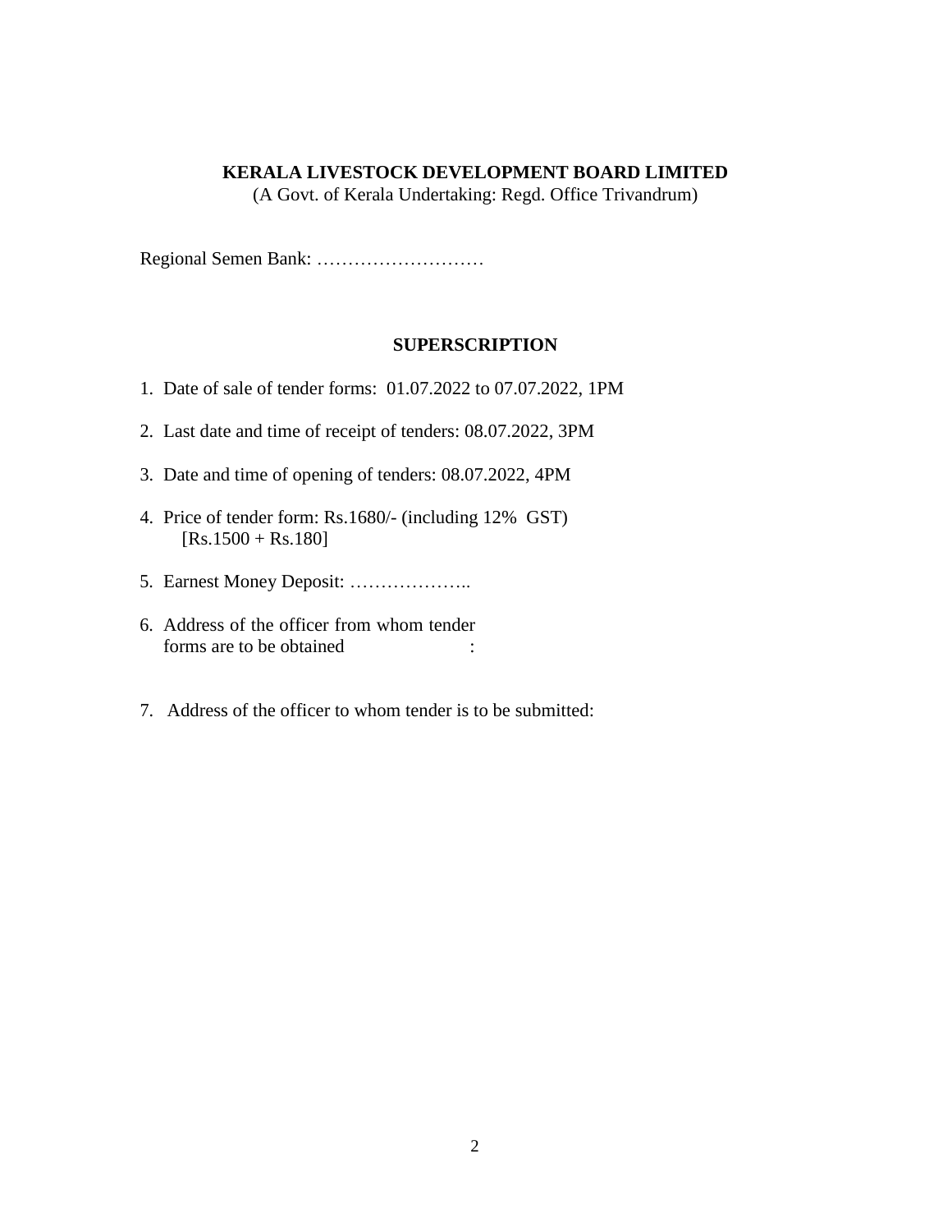**KERALA LIVESTOCK DEVELOPMENT BOARD LIMITED**
(A Govt. of Kerala Undertaking: Regd. Office Trivandrum)

Regional Semen Bank: ………………………

## SUPERSCRIPTION

1. Date of sale of tender forms: 01.07.2022 to 07.07.2022, 1PM
2. Last date and time of receipt of tenders: 08.07.2022, 3PM
3. Date and time of opening of tenders: 08.07.2022, 4PM
4. Price of tender form: Rs.1680/- (including 12% GST)
   [Rs.1500 + Rs.180]
5. Earnest Money Deposit: ………………..
6. Address of the officer from whom tender forms are to be obtained :
7. Address of the officer to whom tender is to be submitted: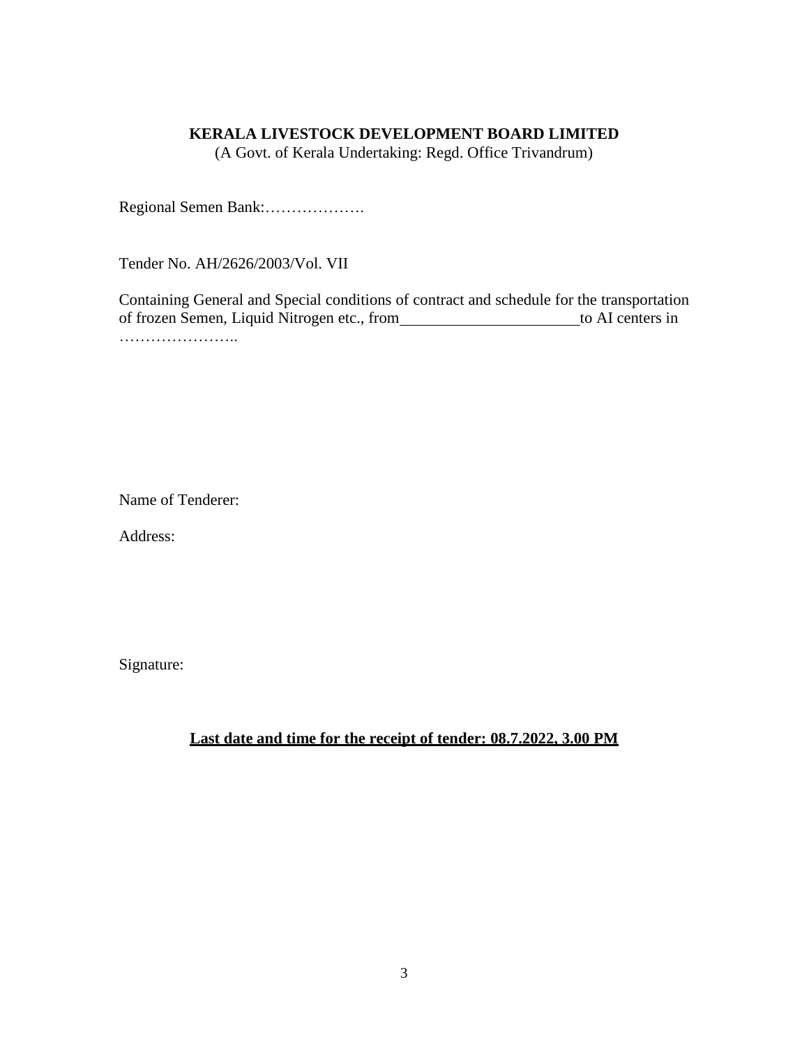**KERALA LIVESTOCK DEVELOPMENT BOARD LIMITED**
(A Govt. of Kerala Undertaking: Regd. Office Trivandrum)

Regional Semen Bank:……………….

Tender No. AH/2626/2003/Vol. VII

Containing General and Special conditions of contract and schedule for the transportation of frozen Semen, Liquid Nitrogen etc., from\_\_\_\_\_\_\_\_\_\_\_\_\_\_\_\_\_\_\_\_\_\_\_to AI centers in …………………..

Name of Tenderer:

Address:

Signature:

**Last date and time for the receipt of tender: 08.7.2022, 3.00 PM**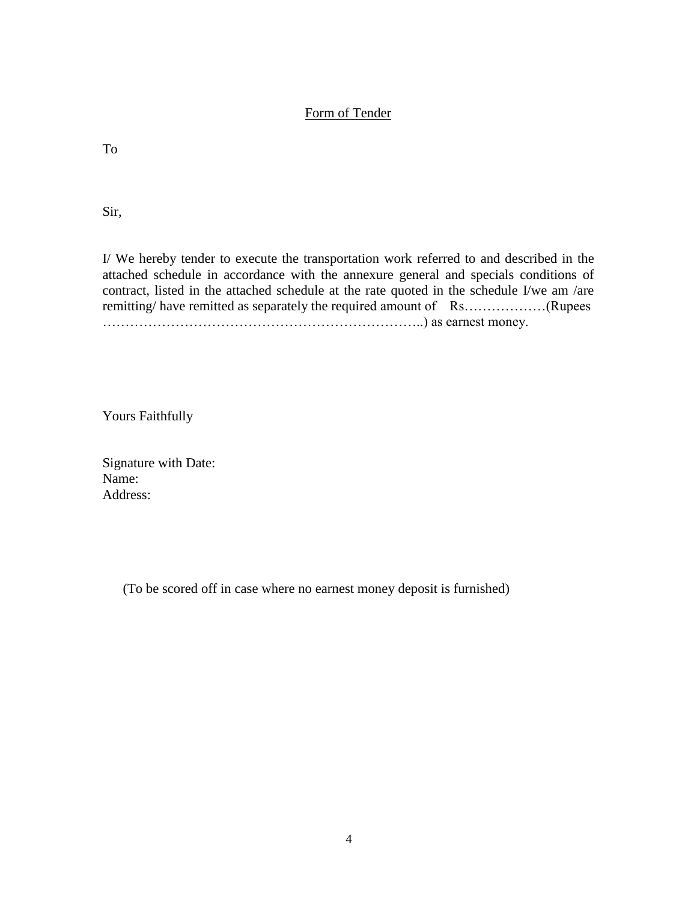# Form of Tender

To

Sir,

I/ We hereby tender to execute the transportation work referred to and described in the attached schedule in accordance with the annexure general and specials conditions of contract, listed in the attached schedule at the rate quoted in the schedule I/we am /are remitting/ have remitted as separately the required amount of Rs………………(Rupees …………………………………………………………..) as earnest money.

Yours Faithfully

Signature with Date:
Name:
Address:

(To be scored off in case where no earnest money deposit is furnished)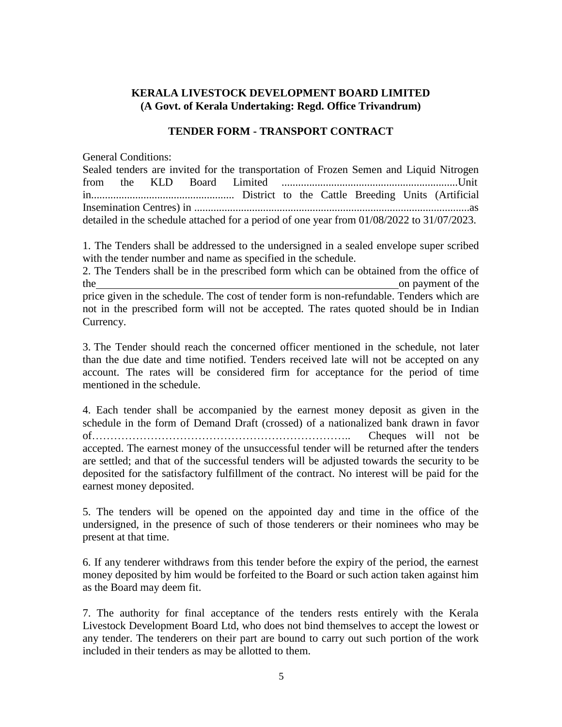**KERALA LIVESTOCK DEVELOPMENT BOARD LIMITED**
**(A Govt. of Kerala Undertaking: Regd. Office Trivandrum)**

**TENDER FORM - TRANSPORT CONTRACT**

General Conditions:

Sealed tenders are invited for the transportation of Frozen Semen and Liquid Nitrogen from the KLD Board Limited ...............................................................Unit in................................................... District to the Cattle Breeding Units (Artificial Insemination Centres) in .....................................................................................................as detailed in the schedule attached for a period of one year from 01/08/2022 to 31/07/2023.

1. The Tenders shall be addressed to the undersigned in a sealed envelope super scribed with the tender number and name as specified in the schedule.
2. The Tenders shall be in the prescribed form which can be obtained from the office of the\_\_\_\_\_\_\_\_\_\_\_\_\_\_\_\_\_\_\_\_\_\_\_\_\_\_\_\_\_\_\_\_\_\_\_\_\_\_\_\_\_\_\_\_\_\_\_\_\_\_\_\_on payment of the price given in the schedule. The cost of tender form is non-refundable. Tenders which are not in the prescribed form will not be accepted. The rates quoted should be in Indian Currency.

3. The Tender should reach the concerned officer mentioned in the schedule, not later than the due date and time notified. Tenders received late will not be accepted on any account. The rates will be considered firm for acceptance for the period of time mentioned in the schedule.

4. Each tender shall be accompanied by the earnest money deposit as given in the schedule in the form of Demand Draft (crossed) of a nationalized bank drawn in favor of…………………………………………………………….. Cheques will not be accepted. The earnest money of the unsuccessful tender will be returned after the tenders are settled; and that of the successful tenders will be adjusted towards the security to be deposited for the satisfactory fulfillment of the contract. No interest will be paid for the earnest money deposited.

5. The tenders will be opened on the appointed day and time in the office of the undersigned, in the presence of such of those tenderers or their nominees who may be present at that time.

6. If any tenderer withdraws from this tender before the expiry of the period, the earnest money deposited by him would be forfeited to the Board or such action taken against him as the Board may deem fit.

7. The authority for final acceptance of the tenders rests entirely with the Kerala Livestock Development Board Ltd, who does not bind themselves to accept the lowest or any tender. The tenderers on their part are bound to carry out such portion of the work included in their tenders as may be allotted to them.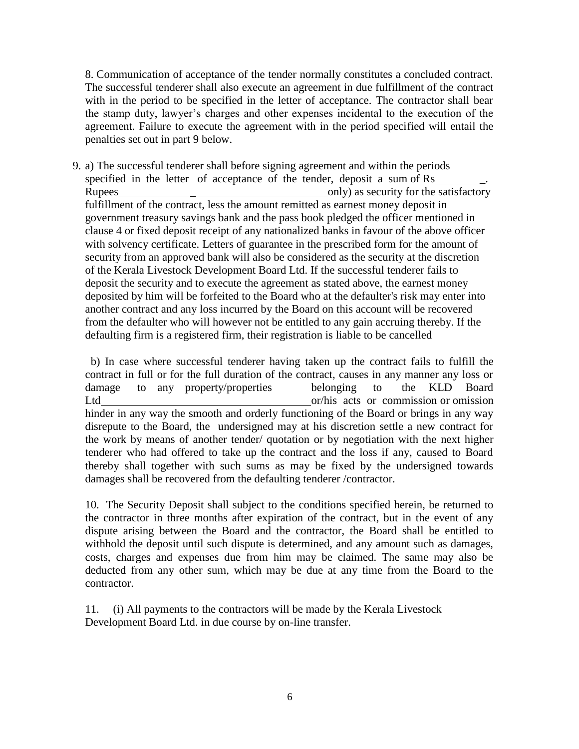8. Communication of acceptance of the tender normally constitutes a concluded contract. The successful tenderer shall also execute an agreement in due fulfillment of the contract with in the period to be specified in the letter of acceptance. The contractor shall bear the stamp duty, lawyer's charges and other expenses incidental to the execution of the agreement. Failure to execute the agreement with in the period specified will entail the penalties set out in part 9 below.

9. a) The successful tenderer shall before signing agreement and within the periods specified in the letter of acceptance of the tender, deposit a sum of Rs_________. Rupees_____________________________________only) as security for the satisfactory fulfillment of the contract, less the amount remitted as earnest money deposit in government treasury savings bank and the pass book pledged the officer mentioned in clause 4 or fixed deposit receipt of any nationalized banks in favour of the above officer with solvency certificate. Letters of guarantee in the prescribed form for the amount of security from an approved bank will also be considered as the security at the discretion of the Kerala Livestock Development Board Ltd. If the successful tenderer fails to deposit the security and to execute the agreement as stated above, the earnest money deposited by him will be forfeited to the Board who at the defaulter's risk may enter into another contract and any loss incurred by the Board on this account will be recovered from the defaulter who will however not be entitled to any gain accruing thereby. If the defaulting firm is a registered firm, their registration is liable to be cancelled

b) In case where successful tenderer having taken up the contract fails to fulfill the contract in full or for the full duration of the contract, causes in any manner any loss or damage to any property/properties belonging to the KLD Board Ltd_____________________________________or/his acts or commission or omission hinder in any way the smooth and orderly functioning of the Board or brings in any way disrepute to the Board, the undersigned may at his discretion settle a new contract for the work by means of another tender/ quotation or by negotiation with the next higher tenderer who had offered to take up the contract and the loss if any, caused to Board thereby shall together with such sums as may be fixed by the undersigned towards damages shall be recovered from the defaulting tenderer /contractor.

10. The Security Deposit shall subject to the conditions specified herein, be returned to the contractor in three months after expiration of the contract, but in the event of any dispute arising between the Board and the contractor, the Board shall be entitled to withhold the deposit until such dispute is determined, and any amount such as damages, costs, charges and expenses due from him may be claimed. The same may also be deducted from any other sum, which may be due at any time from the Board to the contractor.

11. (i) All payments to the contractors will be made by the Kerala Livestock Development Board Ltd. in due course by on-line transfer.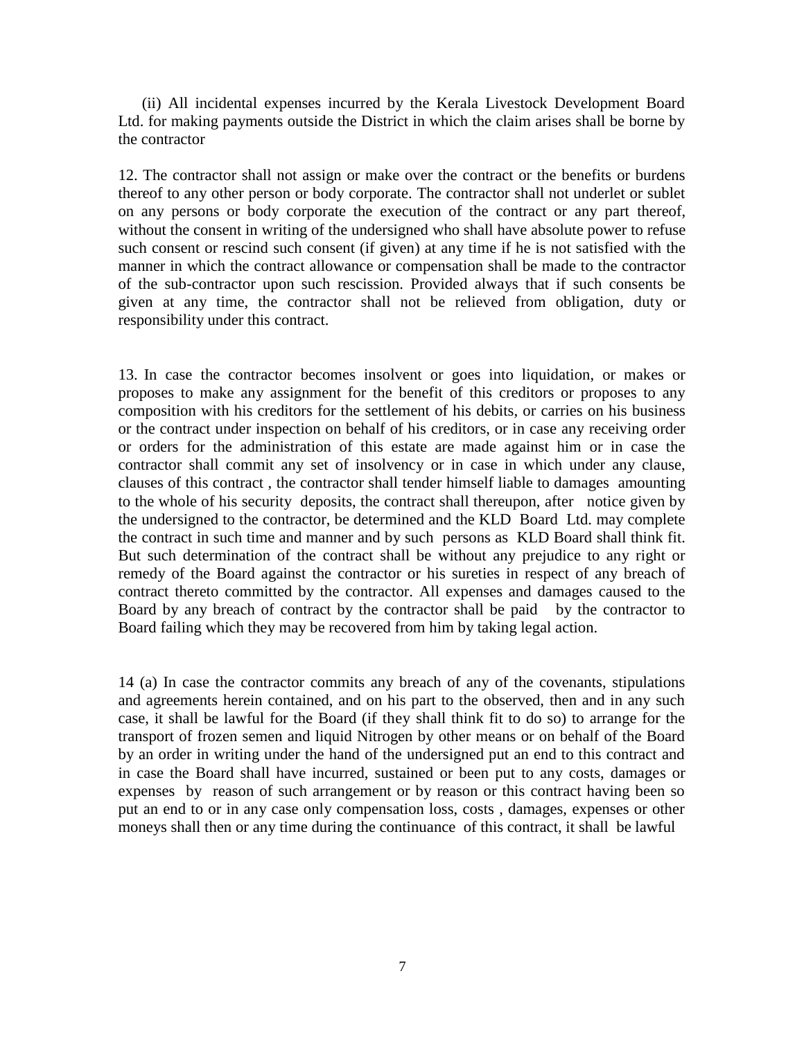(ii) All incidental expenses incurred by the Kerala Livestock Development Board Ltd. for making payments outside the District in which the claim arises shall be borne by the contractor

12. The contractor shall not assign or make over the contract or the benefits or burdens thereof to any other person or body corporate. The contractor shall not underlet or sublet on any persons or body corporate the execution of the contract or any part thereof, without the consent in writing of the undersigned who shall have absolute power to refuse such consent or rescind such consent (if given) at any time if he is not satisfied with the manner in which the contract allowance or compensation shall be made to the contractor of the sub-contractor upon such rescission. Provided always that if such consents be given at any time, the contractor shall not be relieved from obligation, duty or responsibility under this contract.

13. In case the contractor becomes insolvent or goes into liquidation, or makes or proposes to make any assignment for the benefit of this creditors or proposes to any composition with his creditors for the settlement of his debits, or carries on his business or the contract under inspection on behalf of his creditors, or in case any receiving order or orders for the administration of this estate are made against him or in case the contractor shall commit any set of insolvency or in case in which under any clause, clauses of this contract , the contractor shall tender himself liable to damages amounting to the whole of his security deposits, the contract shall thereupon, after notice given by the undersigned to the contractor, be determined and the KLD Board Ltd. may complete the contract in such time and manner and by such persons as KLD Board shall think fit. But such determination of the contract shall be without any prejudice to any right or remedy of the Board against the contractor or his sureties in respect of any breach of contract thereto committed by the contractor. All expenses and damages caused to the Board by any breach of contract by the contractor shall be paid by the contractor to Board failing which they may be recovered from him by taking legal action.

14 (a) In case the contractor commits any breach of any of the covenants, stipulations and agreements herein contained, and on his part to the observed, then and in any such case, it shall be lawful for the Board (if they shall think fit to do so) to arrange for the transport of frozen semen and liquid Nitrogen by other means or on behalf of the Board by an order in writing under the hand of the undersigned put an end to this contract and in case the Board shall have incurred, sustained or been put to any costs, damages or expenses by reason of such arrangement or by reason or this contract having been so put an end to or in any case only compensation loss, costs , damages, expenses or other moneys shall then or any time during the continuance of this contract, it shall be lawful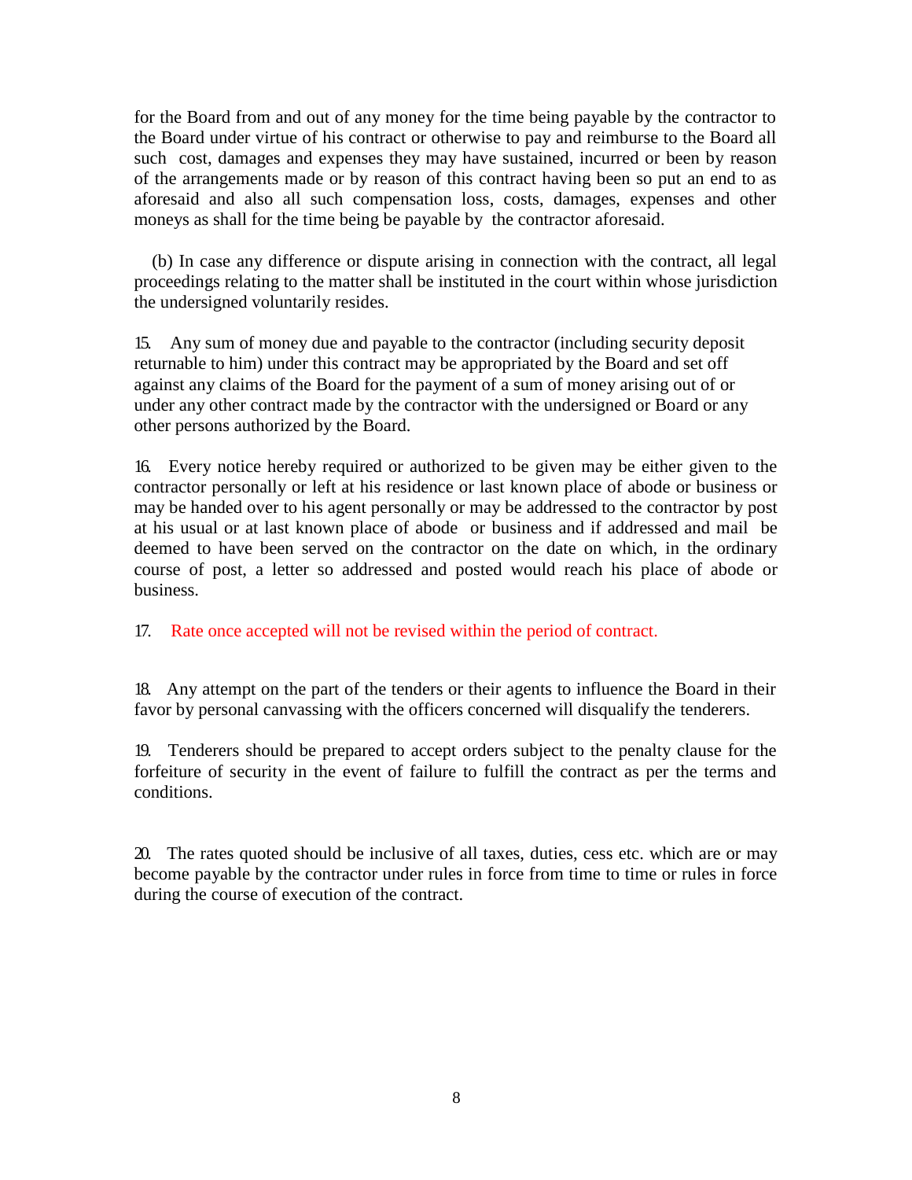for the Board from and out of any money for the time being payable by the contractor to the Board under virtue of his contract or otherwise to pay and reimburse to the Board all such cost, damages and expenses they may have sustained, incurred or been by reason of the arrangements made or by reason of this contract having been so put an end to as aforesaid and also all such compensation loss, costs, damages, expenses and other moneys as shall for the time being be payable by the contractor aforesaid.

(b) In case any difference or dispute arising in connection with the contract, all legal proceedings relating to the matter shall be instituted in the court within whose jurisdiction the undersigned voluntarily resides.

15. Any sum of money due and payable to the contractor (including security deposit returnable to him) under this contract may be appropriated by the Board and set off against any claims of the Board for the payment of a sum of money arising out of or under any other contract made by the contractor with the undersigned or Board or any other persons authorized by the Board.

16. Every notice hereby required or authorized to be given may be either given to the contractor personally or left at his residence or last known place of abode or business or may be handed over to his agent personally or may be addressed to the contractor by post at his usual or at last known place of abode or business and if addressed and mail be deemed to have been served on the contractor on the date on which, in the ordinary course of post, a letter so addressed and posted would reach his place of abode or business.

17. Rate once accepted will not be revised within the period of contract.

18. Any attempt on the part of the tenders or their agents to influence the Board in their favor by personal canvassing with the officers concerned will disqualify the tenderers.

19. Tenderers should be prepared to accept orders subject to the penalty clause for the forfeiture of security in the event of failure to fulfill the contract as per the terms and conditions.

20. The rates quoted should be inclusive of all taxes, duties, cess etc. which are or may become payable by the contractor under rules in force from time to time or rules in force during the course of execution of the contract.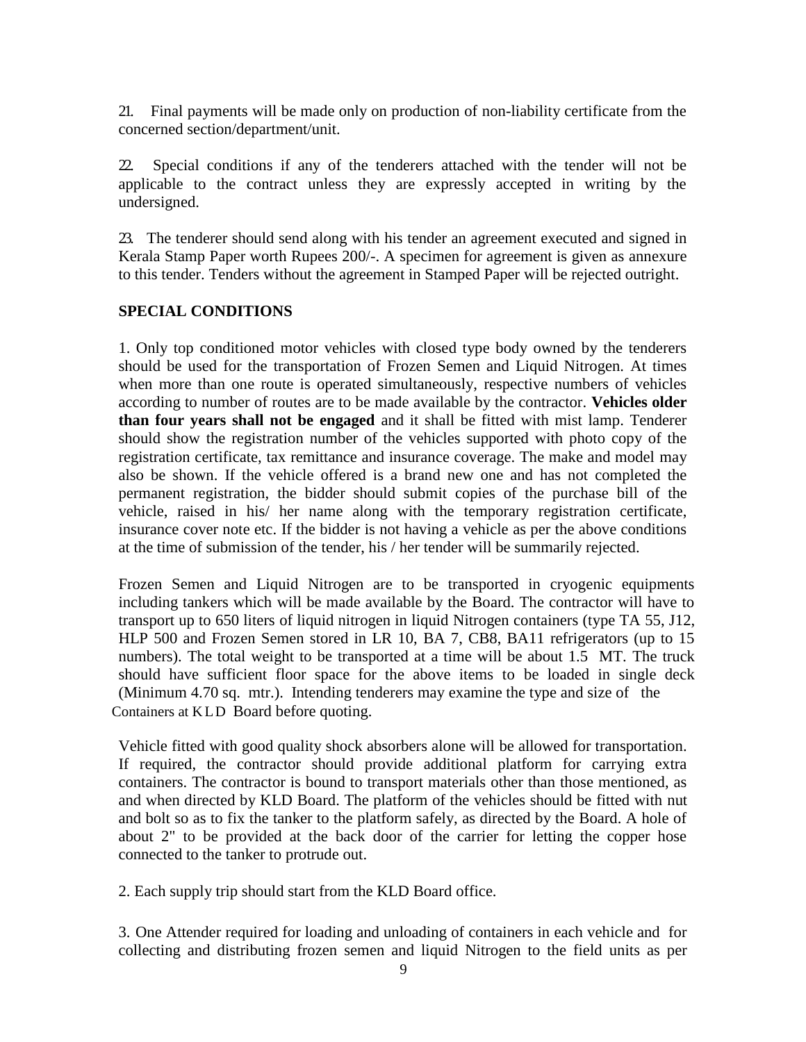21. Final payments will be made only on production of non-liability certificate from the concerned section/department/unit.

22. Special conditions if any of the tenderers attached with the tender will not be applicable to the contract unless they are expressly accepted in writing by the undersigned.

23. The tenderer should send along with his tender an agreement executed and signed in Kerala Stamp Paper worth Rupees 200/-. A specimen for agreement is given as annexure to this tender. Tenders without the agreement in Stamped Paper will be rejected outright.

**SPECIAL CONDITIONS**

1. Only top conditioned motor vehicles with closed type body owned by the tenderers should be used for the transportation of Frozen Semen and Liquid Nitrogen. At times when more than one route is operated simultaneously, respective numbers of vehicles according to number of routes are to be made available by the contractor. **Vehicles older than four years shall not be engaged** and it shall be fitted with mist lamp. Tenderer should show the registration number of the vehicles supported with photo copy of the registration certificate, tax remittance and insurance coverage. The make and model may also be shown. If the vehicle offered is a brand new one and has not completed the permanent registration, the bidder should submit copies of the purchase bill of the vehicle, raised in his/ her name along with the temporary registration certificate, insurance cover note etc. If the bidder is not having a vehicle as per the above conditions at the time of submission of the tender, his / her tender will be summarily rejected.

Frozen Semen and Liquid Nitrogen are to be transported in cryogenic equipments including tankers which will be made available by the Board. The contractor will have to transport up to 650 liters of liquid nitrogen in liquid Nitrogen containers (type TA 55, J12, HLP 500 and Frozen Semen stored in LR 10, BA 7, CB8, BA11 refrigerators (up to 15 numbers). The total weight to be transported at a time will be about 1.5 MT. The truck should have sufficient floor space for the above items to be loaded in single deck (Minimum 4.70 sq. mtr.). Intending tenderers may examine the type and size of the Containers at KLD Board before quoting.

Vehicle fitted with good quality shock absorbers alone will be allowed for transportation. If required, the contractor should provide additional platform for carrying extra containers. The contractor is bound to transport materials other than those mentioned, as and when directed by KLD Board. The platform of the vehicles should be fitted with nut and bolt so as to fix the tanker to the platform safely, as directed by the Board. A hole of about 2" to be provided at the back door of the carrier for letting the copper hose connected to the tanker to protrude out.

2. Each supply trip should start from the KLD Board office.

3. One Attender required for loading and unloading of containers in each vehicle and for collecting and distributing frozen semen and liquid Nitrogen to the field units as per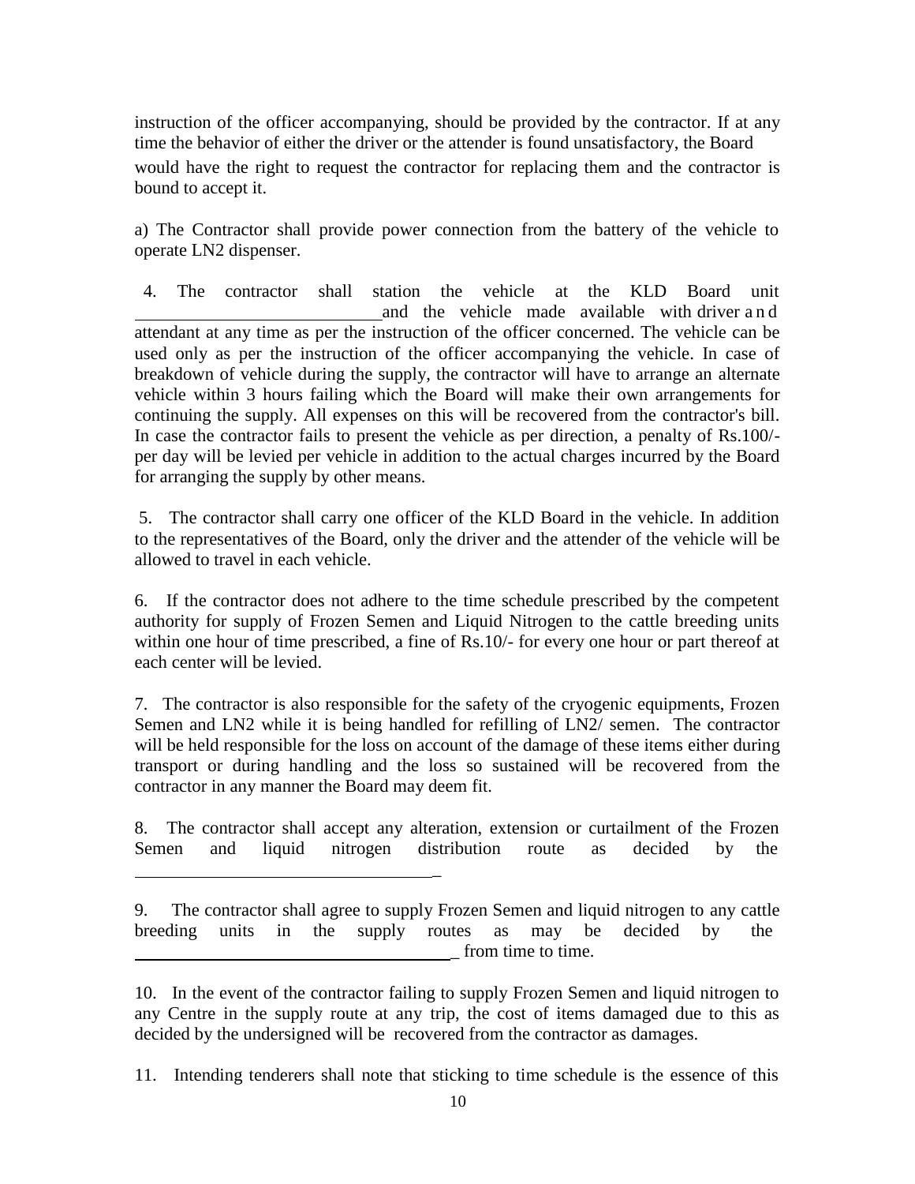instruction of the officer accompanying, should be provided by the contractor. If at any time the behavior of either the driver or the attender is found unsatisfactory, the Board would have the right to request the contractor for replacing them and the contractor is bound to accept it.

a) The Contractor shall provide power connection from the battery of the vehicle to operate LN2 dispenser.

4. The contractor shall station the vehicle at the KLD Board unit ____________________________and the vehicle made available with driver and attendant at any time as per the instruction of the officer concerned. The vehicle can be used only as per the instruction of the officer accompanying the vehicle. In case of breakdown of vehicle during the supply, the contractor will have to arrange an alternate vehicle within 3 hours failing which the Board will make their own arrangements for continuing the supply. All expenses on this will be recovered from the contractor's bill. In case the contractor fails to present the vehicle as per direction, a penalty of Rs.100/- per day will be levied per vehicle in addition to the actual charges incurred by the Board for arranging the supply by other means.

5. The contractor shall carry one officer of the KLD Board in the vehicle. In addition to the representatives of the Board, only the driver and the attender of the vehicle will be allowed to travel in each vehicle.

6. If the contractor does not adhere to the time schedule prescribed by the competent authority for supply of Frozen Semen and Liquid Nitrogen to the cattle breeding units within one hour of time prescribed, a fine of Rs.10/- for every one hour or part thereof at each center will be levied.

7. The contractor is also responsible for the safety of the cryogenic equipments, Frozen Semen and LN2 while it is being handled for refilling of LN2/ semen. The contractor will be held responsible for the loss on account of the damage of these items either during transport or during handling and the loss so sustained will be recovered from the contractor in any manner the Board may deem fit.

8. The contractor shall accept any alteration, extension or curtailment of the Frozen Semen and liquid nitrogen distribution route as decided by the ___________________________________

9. The contractor shall agree to supply Frozen Semen and liquid nitrogen to any cattle breeding units in the supply routes as may be decided by the _______________________________________ from time to time.

10. In the event of the contractor failing to supply Frozen Semen and liquid nitrogen to any Centre in the supply route at any trip, the cost of items damaged due to this as decided by the undersigned will be recovered from the contractor as damages.

11. Intending tenderers shall note that sticking to time schedule is the essence of this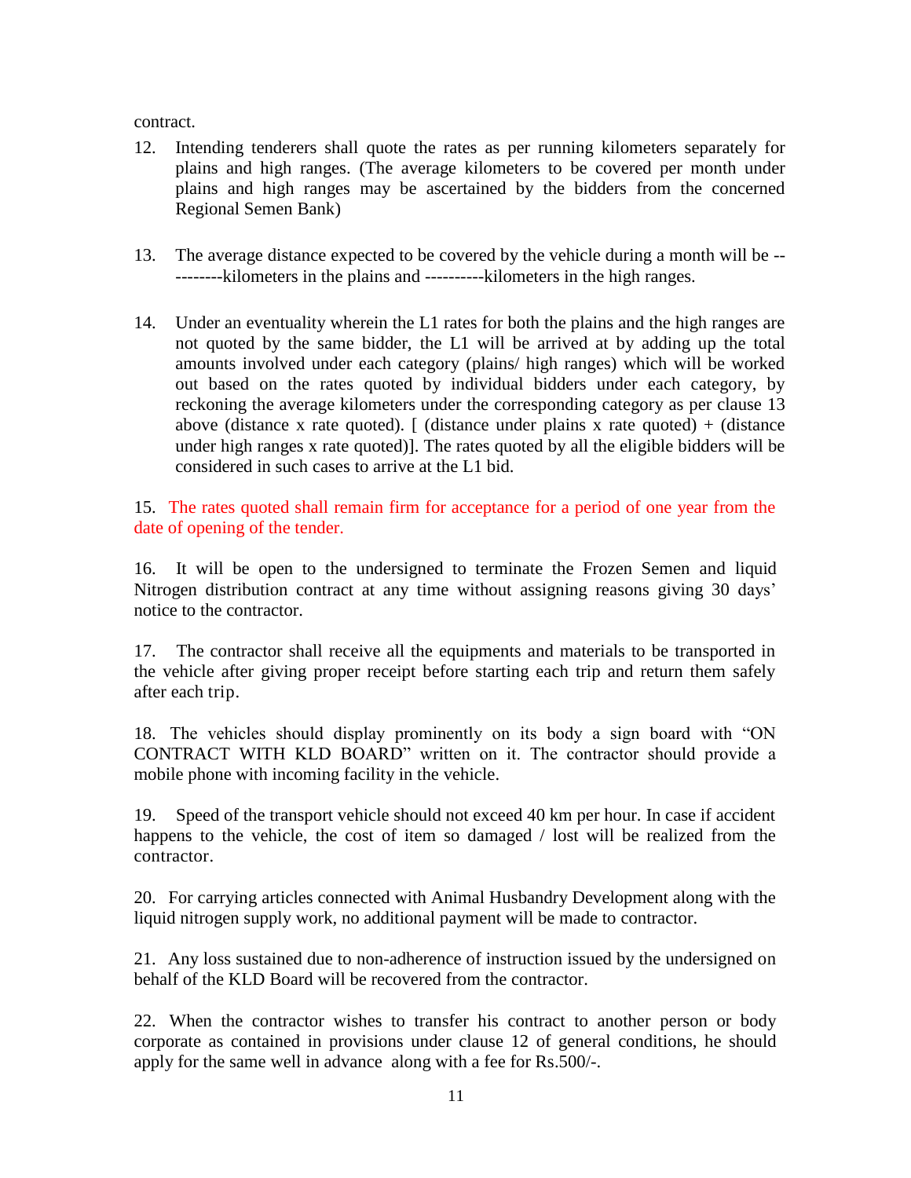contract.

12. Intending tenderers shall quote the rates as per running kilometers separately for plains and high ranges. (The average kilometers to be covered per month under plains and high ranges may be ascertained by the bidders from the concerned Regional Semen Bank)

13. The average distance expected to be covered by the vehicle during a month will be ----------kilometers in the plains and ----------kilometers in the high ranges.

14. Under an eventuality wherein the L1 rates for both the plains and the high ranges are not quoted by the same bidder, the L1 will be arrived at by adding up the total amounts involved under each category (plains/ high ranges) which will be worked out based on the rates quoted by individual bidders under each category, by reckoning the average kilometers under the corresponding category as per clause 13 above (distance x rate quoted). [ (distance under plains x rate quoted) + (distance under high ranges x rate quoted)]. The rates quoted by all the eligible bidders will be considered in such cases to arrive at the L1 bid.

15. The rates quoted shall remain firm for acceptance for a period of one year from the date of opening of the tender.

16. It will be open to the undersigned to terminate the Frozen Semen and liquid Nitrogen distribution contract at any time without assigning reasons giving 30 days' notice to the contractor.

17. The contractor shall receive all the equipments and materials to be transported in the vehicle after giving proper receipt before starting each trip and return them safely after each trip.

18. The vehicles should display prominently on its body a sign board with "ON CONTRACT WITH KLD BOARD" written on it. The contractor should provide a mobile phone with incoming facility in the vehicle.

19. Speed of the transport vehicle should not exceed 40 km per hour. In case if accident happens to the vehicle, the cost of item so damaged / lost will be realized from the contractor.

20. For carrying articles connected with Animal Husbandry Development along with the liquid nitrogen supply work, no additional payment will be made to contractor.

21. Any loss sustained due to non-adherence of instruction issued by the undersigned on behalf of the KLD Board will be recovered from the contractor.

22. When the contractor wishes to transfer his contract to another person or body corporate as contained in provisions under clause 12 of general conditions, he should apply for the same well in advance along with a fee for Rs.500/-.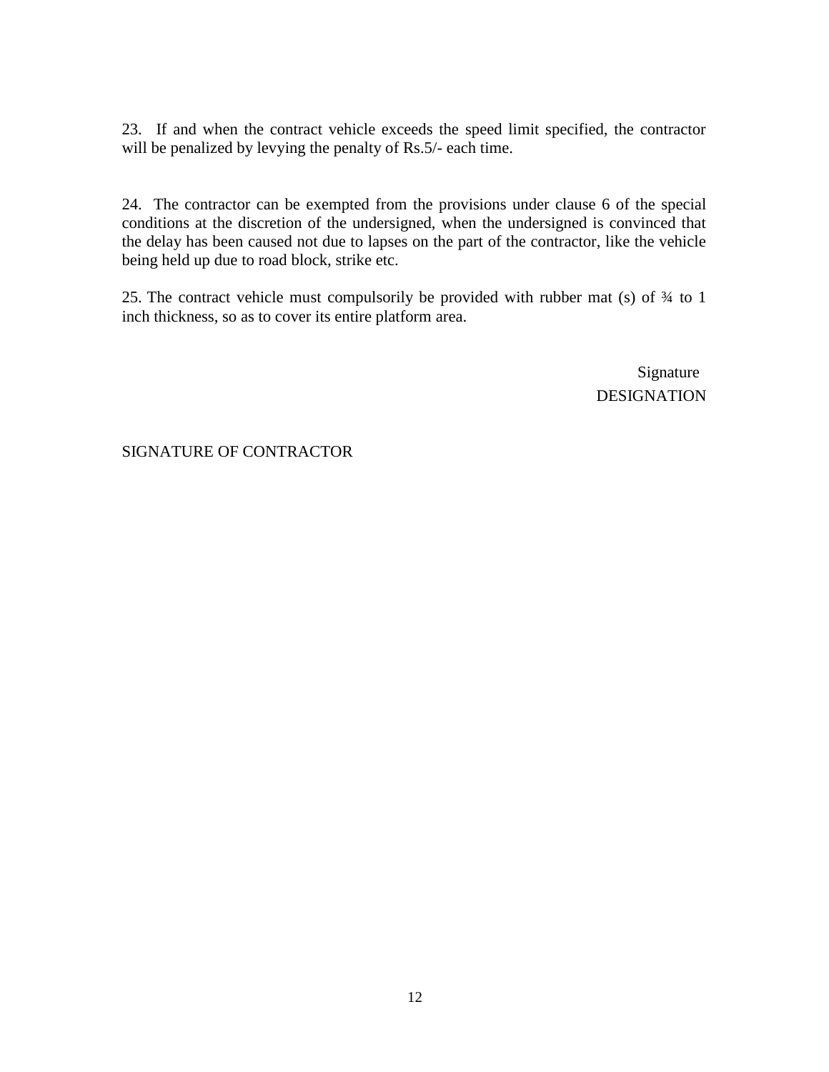23. If and when the contract vehicle exceeds the speed limit specified, the contractor will be penalized by levying the penalty of Rs.5/- each time.

24. The contractor can be exempted from the provisions under clause 6 of the special conditions at the discretion of the undersigned, when the undersigned is convinced that the delay has been caused not due to lapses on the part of the contractor, like the vehicle being held up due to road block, strike etc.

25. The contract vehicle must compulsorily be provided with rubber mat (s) of ¾ to 1 inch thickness, so as to cover its entire platform area.

Signature
DESIGNATION

SIGNATURE OF CONTRACTOR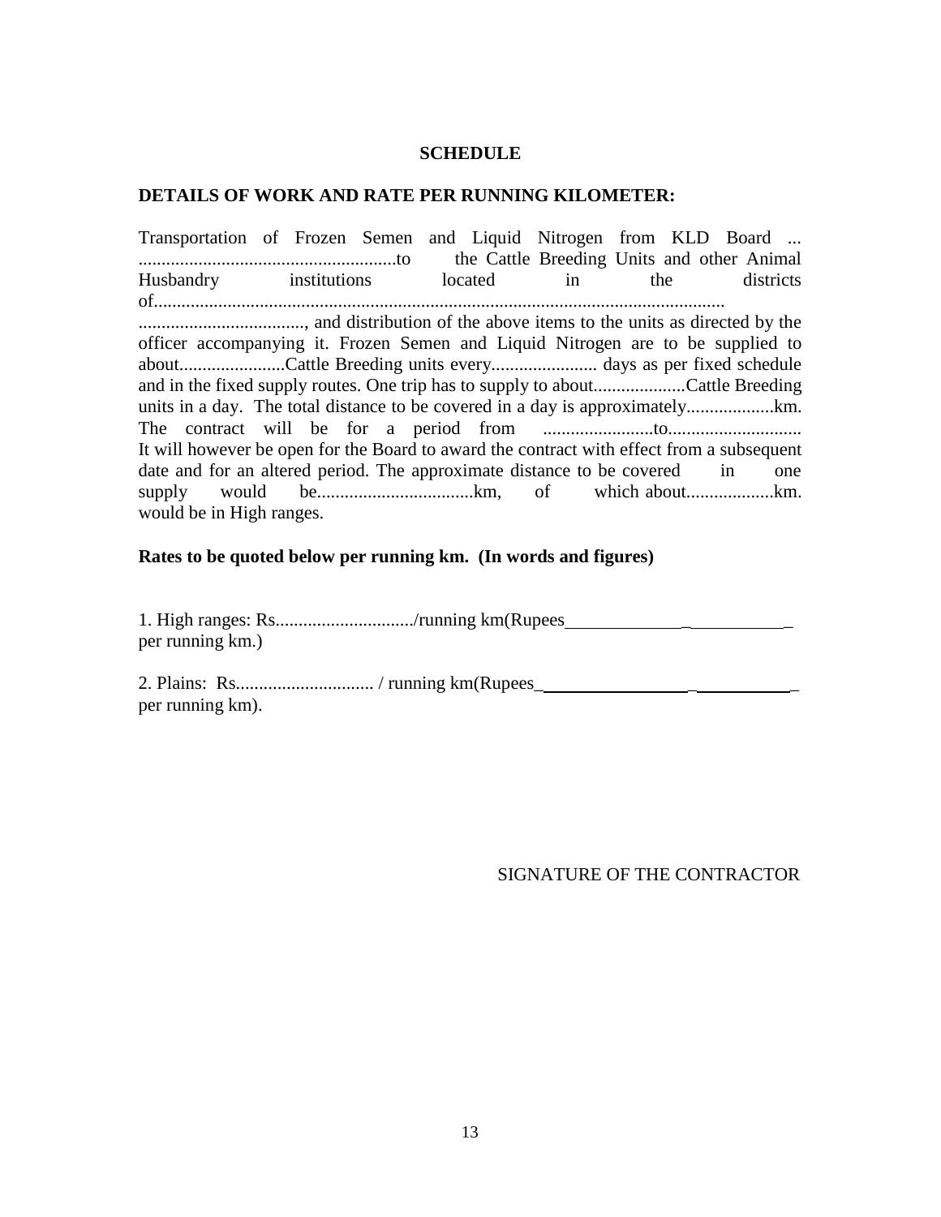**SCHEDULE**

**DETAILS OF WORK AND RATE PER RUNNING KILOMETER:**

Transportation of Frozen Semen and Liquid Nitrogen from KLD Board ... ........................................................to the Cattle Breeding Units and other Animal Husbandry institutions located in the districts of........................................................................................................................... ...................................., and distribution of the above items to the units as directed by the officer accompanying it. Frozen Semen and Liquid Nitrogen are to be supplied to about.......................Cattle Breeding units every....................... days as per fixed schedule and in the fixed supply routes. One trip has to supply to about....................Cattle Breeding units in a day. The total distance to be covered in a day is approximately...................km. The contract will be for a period from ........................to............................. It will however be open for the Board to award the contract with effect from a subsequent date and for an altered period. The approximate distance to be covered in one supply would be..................................km, of which about...................km. would be in High ranges.

**Rates to be quoted below per running km. (In words and figures)**

1. High ranges: Rs............................../running km(Rupees_________________________ per running km.)

2. Plains: Rs.............................. / running km(Rupees__________________________ per running km).

SIGNATURE OF THE CONTRACTOR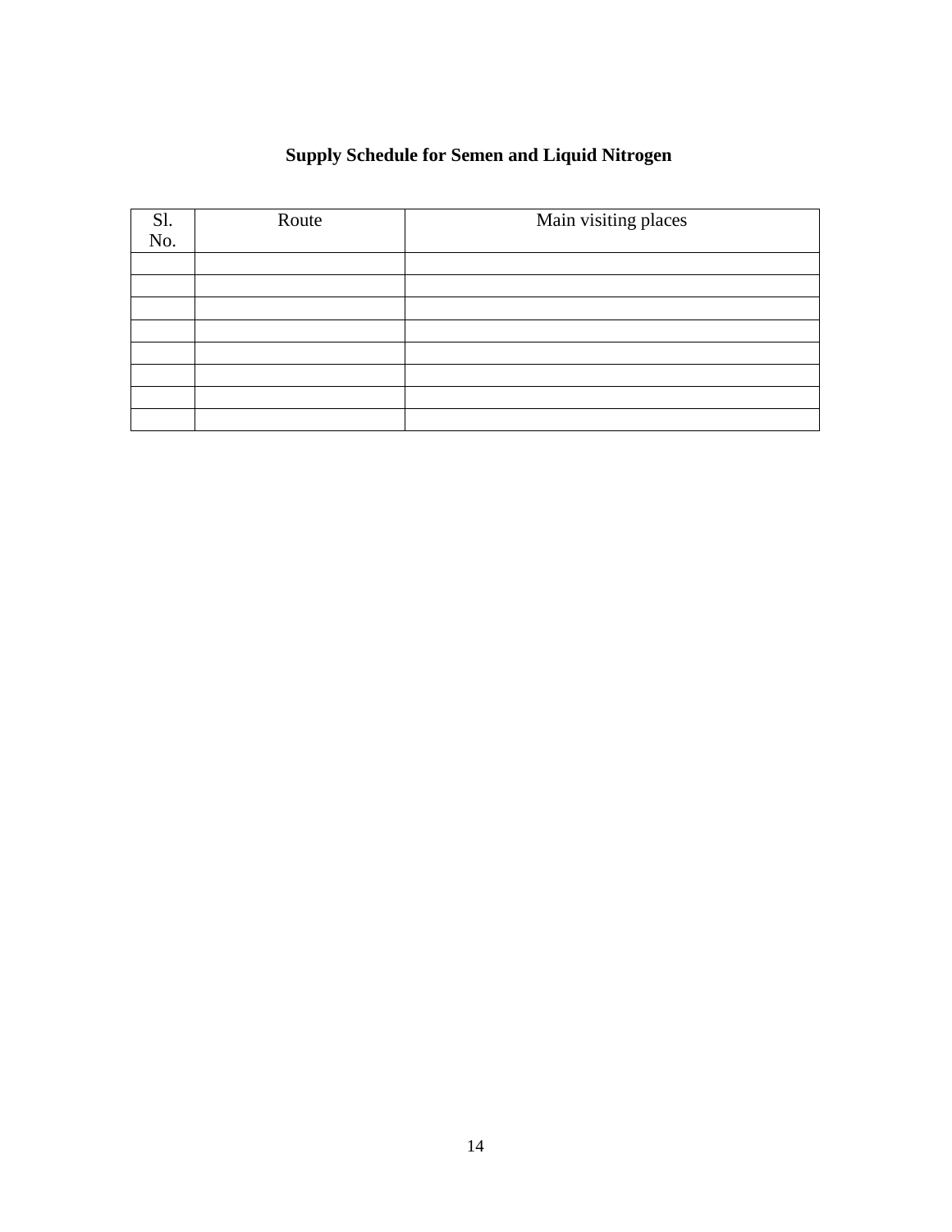**Supply Schedule for Semen and Liquid Nitrogen**

| Sl. No. | Route | Main visiting places |
|---|---|---|
| | | |
| | | |
| | | |
| | | |
| | | |
| | | |
| | | |
| | | |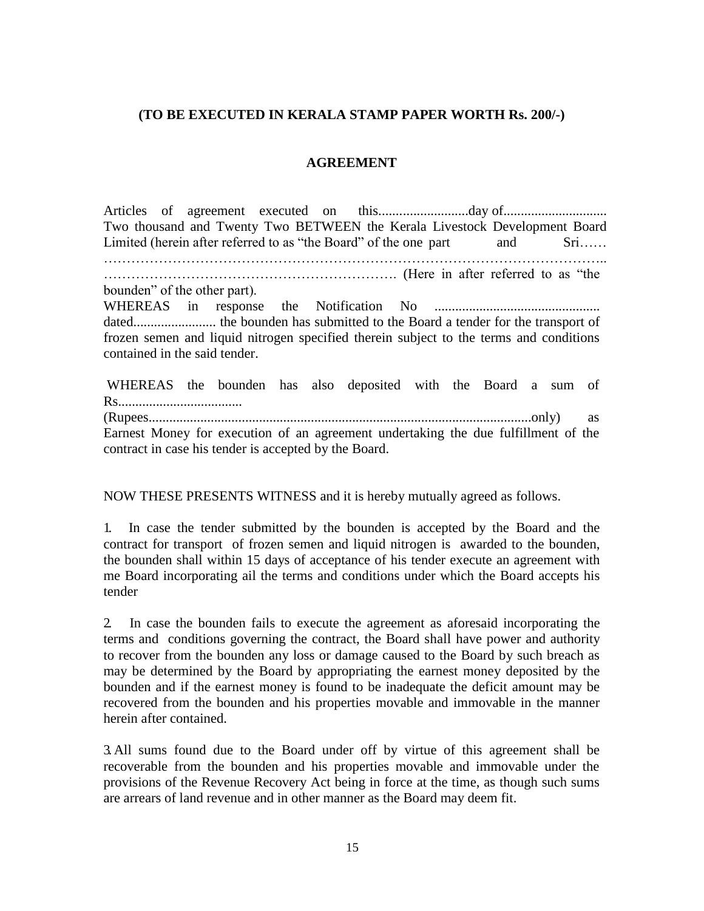**(TO BE EXECUTED IN KERALA STAMP PAPER WORTH Rs. 200/-)**

## AGREEMENT

Articles of agreement executed on this..........................day of............................. Two thousand and Twenty Two BETWEEN the Kerala Livestock Development Board Limited (herein after referred to as "the Board" of the one part and Sri…… ………………………………………………………………………………………………. ………………………………………………………. (Here in after referred to as "the bounden" of the other part).

WHEREAS in response the Notification No ............................................... dated........................ the bounden has submitted to the Board a tender for the transport of frozen semen and liquid nitrogen specified therein subject to the terms and conditions contained in the said tender.

WHEREAS the bounden has also deposited with the Board a sum of Rs................................... (Rupees............................................................................................................only) as Earnest Money for execution of an agreement undertaking the due fulfillment of the contract in case his tender is accepted by the Board.

NOW THESE PRESENTS WITNESS and it is hereby mutually agreed as follows.

1. In case the tender submitted by the bounden is accepted by the Board and the contract for transport of frozen semen and liquid nitrogen is awarded to the bounden, the bounden shall within 15 days of acceptance of his tender execute an agreement with me Board incorporating ail the terms and conditions under which the Board accepts his tender

2. In case the bounden fails to execute the agreement as aforesaid incorporating the terms and conditions governing the contract, the Board shall have power and authority to recover from the bounden any loss or damage caused to the Board by such breach as may be determined by the Board by appropriating the earnest money deposited by the bounden and if the earnest money is found to be inadequate the deficit amount may be recovered from the bounden and his properties movable and immovable in the manner herein after contained.

3. All sums found due to the Board under off by virtue of this agreement shall be recoverable from the bounden and his properties movable and immovable under the provisions of the Revenue Recovery Act being in force at the time, as though such sums are arrears of land revenue and in other manner as the Board may deem fit.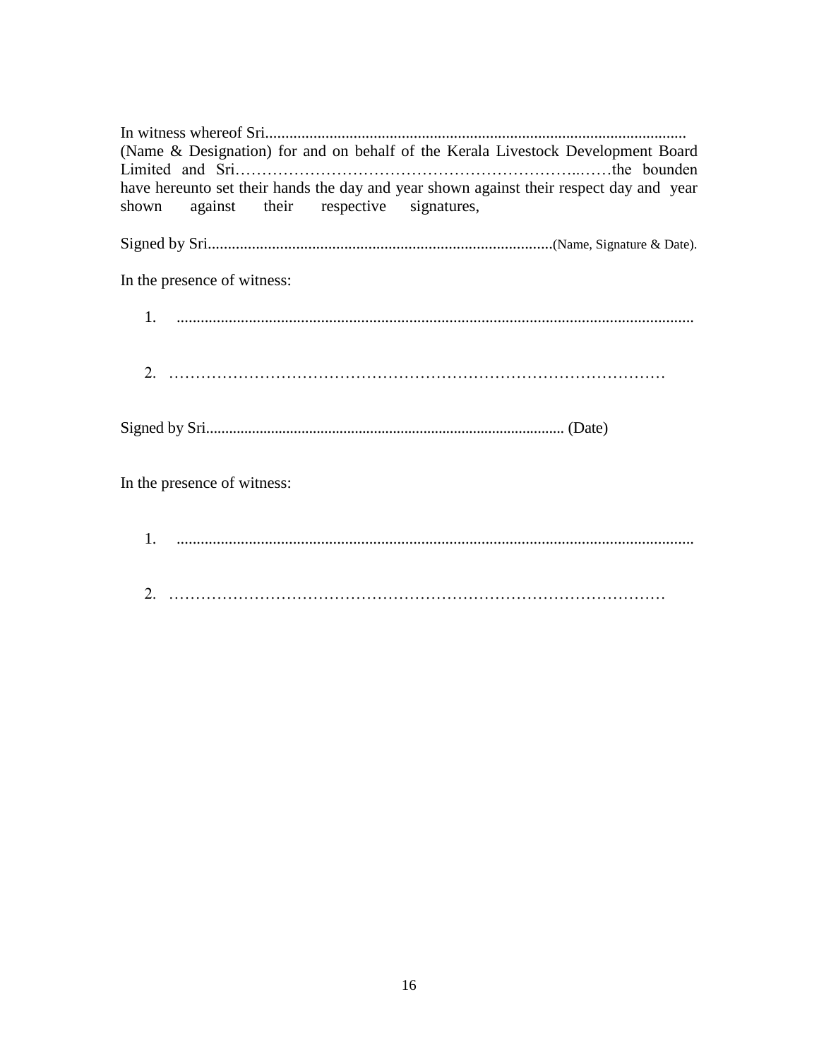In witness whereof Sri.......................................................................................................... (Name & Designation) for and on behalf of the Kerala Livestock Development Board Limited and Sri…………………………………………………………..……the bounden have hereunto set their hands the day and year shown against their respect day and year shown against their respective signatures,

Signed by Sri.......................................................................................(Name, Signature & Date).

In the presence of witness:

1. ..................................................................................................................................

2. ………………………………………………………………………………

Signed by Sri............................................................................................. (Date)

In the presence of witness:

1. ..................................................................................................................................

2. ………………………………………………………………………………